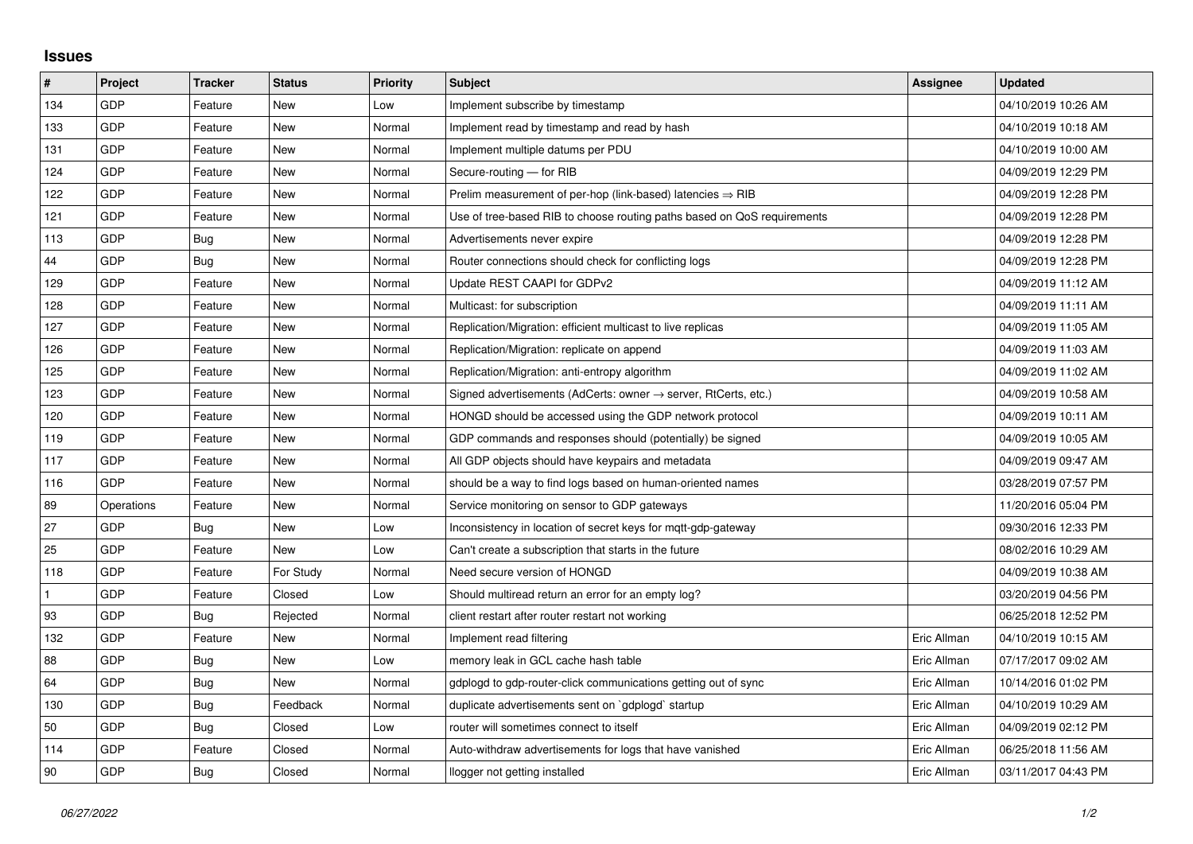## Issues

| # | Project | Tracker | Status | Priority | Subject | Assignee | Updated |
|---|---|---|---|---|---|---|---|
| 134 | GDP | Feature | New | Low | Implement subscribe by timestamp | | 04/10/2019 10:26 AM |
| 133 | GDP | Feature | New | Normal | Implement read by timestamp and read by hash | | 04/10/2019 10:18 AM |
| 131 | GDP | Feature | New | Normal | Implement multiple datums per PDU | | 04/10/2019 10:00 AM |
| 124 | GDP | Feature | New | Normal | Secure-routing — for RIB | | 04/09/2019 12:29 PM |
| 122 | GDP | Feature | New | Normal | Prelim measurement of per-hop (link-based) latencies ⇒ RIB | | 04/09/2019 12:28 PM |
| 121 | GDP | Feature | New | Normal | Use of tree-based RIB to choose routing paths based on QoS requirements | | 04/09/2019 12:28 PM |
| 113 | GDP | Bug | New | Normal | Advertisements never expire | | 04/09/2019 12:28 PM |
| 44 | GDP | Bug | New | Normal | Router connections should check for conflicting logs | | 04/09/2019 12:28 PM |
| 129 | GDP | Feature | New | Normal | Update REST CAAPI for GDPv2 | | 04/09/2019 11:12 AM |
| 128 | GDP | Feature | New | Normal | Multicast: for subscription | | 04/09/2019 11:11 AM |
| 127 | GDP | Feature | New | Normal | Replication/Migration: efficient multicast to live replicas | | 04/09/2019 11:05 AM |
| 126 | GDP | Feature | New | Normal | Replication/Migration: replicate on append | | 04/09/2019 11:03 AM |
| 125 | GDP | Feature | New | Normal | Replication/Migration: anti-entropy algorithm | | 04/09/2019 11:02 AM |
| 123 | GDP | Feature | New | Normal | Signed advertisements (AdCerts: owner → server, RtCerts, etc.) | | 04/09/2019 10:58 AM |
| 120 | GDP | Feature | New | Normal | HONGD should be accessed using the GDP network protocol | | 04/09/2019 10:11 AM |
| 119 | GDP | Feature | New | Normal | GDP commands and responses should (potentially) be signed | | 04/09/2019 10:05 AM |
| 117 | GDP | Feature | New | Normal | All GDP objects should have keypairs and metadata | | 04/09/2019 09:47 AM |
| 116 | GDP | Feature | New | Normal | should be a way to find logs based on human-oriented names | | 03/28/2019 07:57 PM |
| 89 | Operations | Feature | New | Normal | Service monitoring on sensor to GDP gateways | | 11/20/2016 05:04 PM |
| 27 | GDP | Bug | New | Low | Inconsistency in location of secret keys for mqtt-gdp-gateway | | 09/30/2016 12:33 PM |
| 25 | GDP | Feature | New | Low | Can't create a subscription that starts in the future | | 08/02/2016 10:29 AM |
| 118 | GDP | Feature | For Study | Normal | Need secure version of HONGD | | 04/09/2019 10:38 AM |
| 1 | GDP | Feature | Closed | Low | Should multiread return an error for an empty log? | | 03/20/2019 04:56 PM |
| 93 | GDP | Bug | Rejected | Normal | client restart after router restart not working | | 06/25/2018 12:52 PM |
| 132 | GDP | Feature | New | Normal | Implement read filtering | Eric Allman | 04/10/2019 10:15 AM |
| 88 | GDP | Bug | New | Low | memory leak in GCL cache hash table | Eric Allman | 07/17/2017 09:02 AM |
| 64 | GDP | Bug | New | Normal | gdplogd to gdp-router-click communications getting out of sync | Eric Allman | 10/14/2016 01:02 PM |
| 130 | GDP | Bug | Feedback | Normal | duplicate advertisements sent on `gdplogd` startup | Eric Allman | 04/10/2019 10:29 AM |
| 50 | GDP | Bug | Closed | Low | router will sometimes connect to itself | Eric Allman | 04/09/2019 02:12 PM |
| 114 | GDP | Feature | Closed | Normal | Auto-withdraw advertisements for logs that have vanished | Eric Allman | 06/25/2018 11:56 AM |
| 90 | GDP | Bug | Closed | Normal | llogger not getting installed | Eric Allman | 03/11/2017 04:43 PM |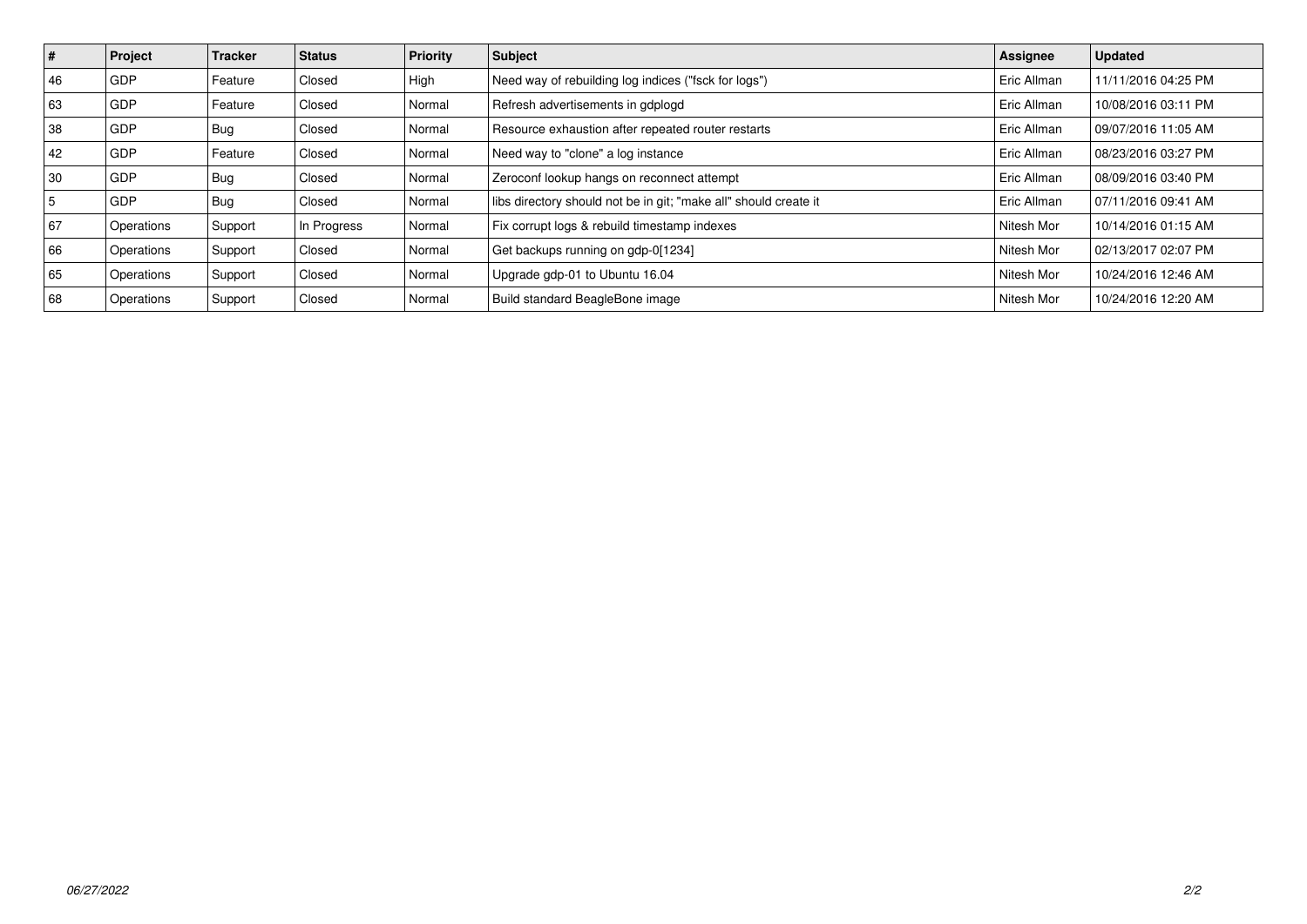| # | Project | Tracker | Status | Priority | Subject | Assignee | Updated |
|---|---|---|---|---|---|---|---|
| 46 | GDP | Feature | Closed | High | Need way of rebuilding log indices ("fsck for logs") | Eric Allman | 11/11/2016 04:25 PM |
| 63 | GDP | Feature | Closed | Normal | Refresh advertisements in gdplogd | Eric Allman | 10/08/2016 03:11 PM |
| 38 | GDP | Bug | Closed | Normal | Resource exhaustion after repeated router restarts | Eric Allman | 09/07/2016 11:05 AM |
| 42 | GDP | Feature | Closed | Normal | Need way to "clone" a log instance | Eric Allman | 08/23/2016 03:27 PM |
| 30 | GDP | Bug | Closed | Normal | Zeroconf lookup hangs on reconnect attempt | Eric Allman | 08/09/2016 03:40 PM |
| 5 | GDP | Bug | Closed | Normal | libs directory should not be in git; "make all" should create it | Eric Allman | 07/11/2016 09:41 AM |
| 67 | Operations | Support | In Progress | Normal | Fix corrupt logs & rebuild timestamp indexes | Nitesh Mor | 10/14/2016 01:15 AM |
| 66 | Operations | Support | Closed | Normal | Get backups running on gdp-0[1234] | Nitesh Mor | 02/13/2017 02:07 PM |
| 65 | Operations | Support | Closed | Normal | Upgrade gdp-01 to Ubuntu 16.04 | Nitesh Mor | 10/24/2016 12:46 AM |
| 68 | Operations | Support | Closed | Normal | Build standard BeagleBone image | Nitesh Mor | 10/24/2016 12:20 AM |

*06/27/2022*